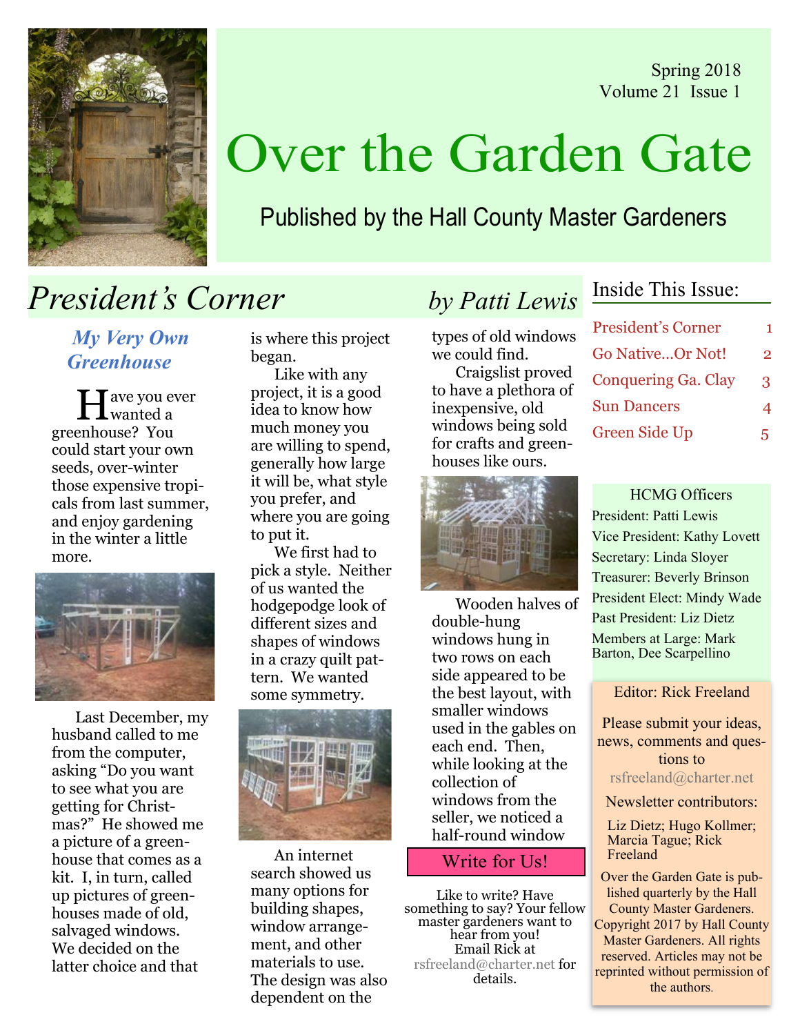Spring 2018
Volume 21 Issue 1

# Over the Garden Gate

Published by the Hall County Master Gardeners

## President's Corner *by Patti Lewis*

### *My Very Own Greenhouse*

Have you ever wanted a greenhouse? You could start your own seeds, over-winter those expensive tropicals from last summer, and enjoy gardening in the winter a little more.

Last December, my husband called to me from the computer, asking "Do you want to see what you are getting for Christmas?" He showed me a picture of a greenhouse that comes as a kit. I, in turn, called up pictures of greenhouses made of old, salvaged windows. We decided on the latter choice and that is where this project began.

Like with any project, it is a good idea to know how much money you are willing to spend, generally how large it will be, what style you prefer, and where you are going to put it.

We first had to pick a style. Neither of us wanted the hodgepodge look of different sizes and shapes of windows in a crazy quilt pattern. We wanted some symmetry.

An internet search showed us many options for building shapes, window arrangement, and other materials to use. The design was also dependent on the types of old windows we could find.

Craigslist proved to have a plethora of inexpensive, old windows being sold for crafts and greenhouses like ours.

Wooden halves of double-hung windows hung in two rows on each side appeared to be the best layout, with smaller windows used in the gables on each end. Then, while looking at the collection of windows from the seller, we noticed a half-round window

### Write for Us!

Like to write? Have something to say? Your fellow master gardeners want to hear from you! Email Rick at rsfreeland@charter.net for details.

### Inside This Issue:

| | |
|---|---|
| President's Corner | 1 |
| Go Native...Or Not! | 2 |
| Conquering Ga. Clay | 3 |
| Sun Dancers | 4 |
| Green Side Up | 5 |

### HCMG Officers

President: Patti Lewis
Vice President: Kathy Lovett
Secretary: Linda Sloyer
Treasurer: Beverly Brinson
President Elect: Mindy Wade
Past President: Liz Dietz
Members at Large: Mark Barton, Dee Scarpellino

Editor: Rick Freeland

Please submit your ideas, news, comments and questions to rsfreeland@charter.net

Newsletter contributors:

Liz Dietz; Hugo Kollmer; Marcia Tague; Rick Freeland

Over the Garden Gate is published quarterly by the Hall County Master Gardeners. Copyright 2017 by Hall County Master Gardeners. All rights reserved. Articles may not be reprinted without permission of the authors.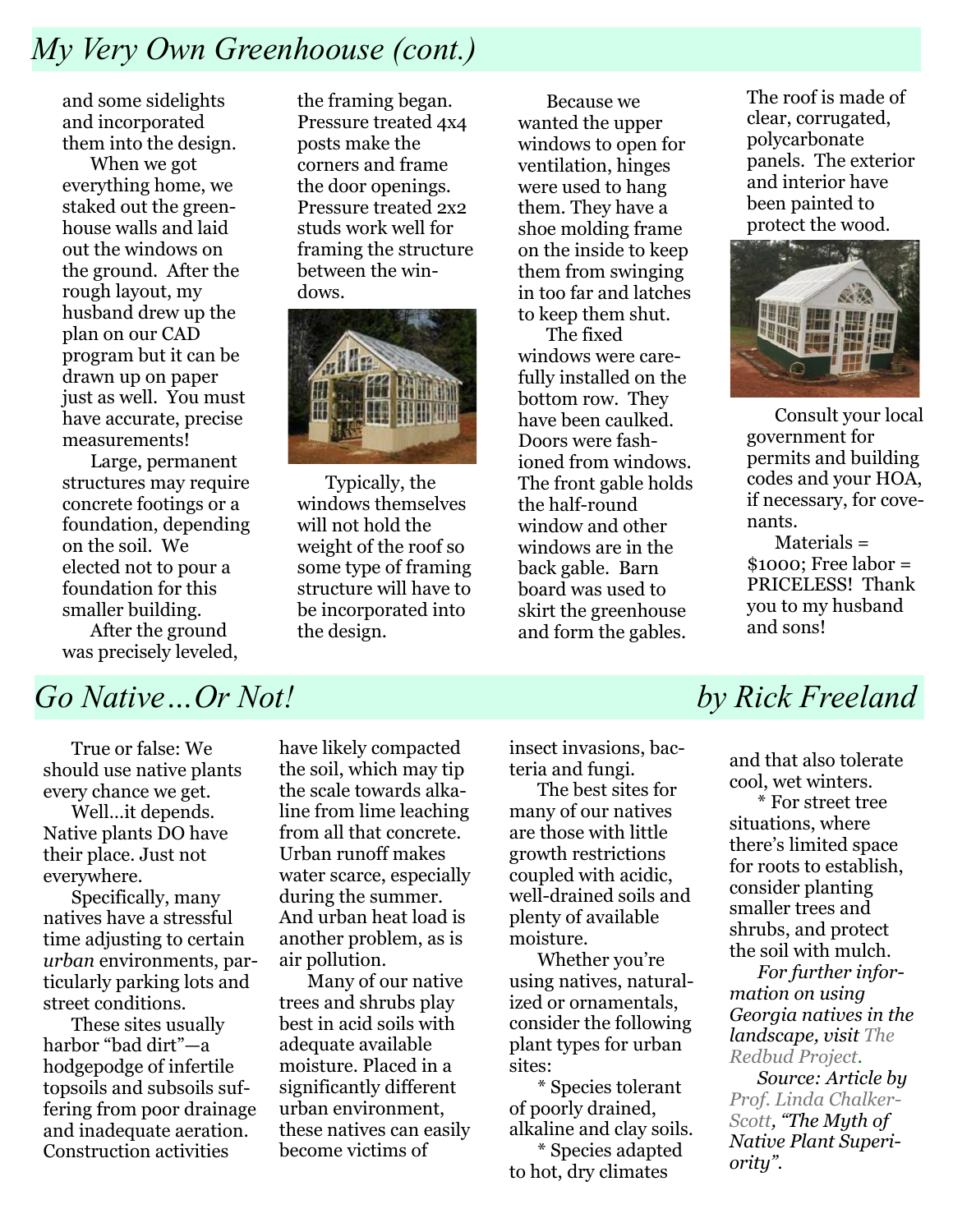## *My Very Own Greenhoouse (cont.)*

and some sidelights and incorporated them into the design.

When we got everything home, we staked out the greenhouse walls and laid out the windows on the ground. After the rough layout, my husband drew up the plan on our CAD program but it can be drawn up on paper just as well. You must have accurate, precise measurements!

Large, permanent structures may require concrete footings or a foundation, depending on the soil. We elected not to pour a foundation for this smaller building.

After the ground was precisely leveled, the framing began. Pressure treated 4x4 posts make the corners and frame the door openings. Pressure treated 2x2 studs work well for framing the structure between the windows.

Typically, the windows themselves will not hold the weight of the roof so some type of framing structure will have to be incorporated into the design.

Because we wanted the upper windows to open for ventilation, hinges were used to hang them. They have a shoe molding frame on the inside to keep them from swinging in too far and latches to keep them shut.

The fixed windows were carefully installed on the bottom row. They have been caulked. Doors were fashioned from windows. The front gable holds the half-round window and other windows are in the back gable. Barn board was used to skirt the greenhouse and form the gables.

The roof is made of clear, corrugated, polycarbonate panels. The exterior and interior have been painted to protect the wood.

Consult your local government for permits and building codes and your HOA, if necessary, for covenants.

Materials = \$1000; Free labor = PRICELESS! Thank you to my husband and sons!

## *Go Native…Or Not!* — *by Rick Freeland*

True or false: We should use native plants every chance we get.

Well…it depends. Native plants DO have their place. Just not everywhere.

Specifically, many natives have a stressful time adjusting to certain *urban* environments, particularly parking lots and street conditions.

These sites usually harbor "bad dirt"—a hodgepodge of infertile topsoils and subsoils suffering from poor drainage and inadequate aeration. Construction activities have likely compacted the soil, which may tip the scale towards alkaline from lime leaching from all that concrete. Urban runoff makes water scarce, especially during the summer. And urban heat load is another problem, as is air pollution.

Many of our native trees and shrubs play best in acid soils with adequate available moisture. Placed in a significantly different urban environment, these natives can easily become victims of insect invasions, bacteria and fungi.

The best sites for many of our natives are those with little growth restrictions coupled with acidic, well-drained soils and plenty of available moisture.

Whether you're using natives, naturalized or ornamentals, consider the following plant types for urban sites:

* Species tolerant of poorly drained, alkaline and clay soils.
* Species adapted to hot, dry climates and that also tolerate cool, wet winters.
* For street tree situations, where there's limited space for roots to establish, consider planting smaller trees and shrubs, and protect the soil with mulch.

*For further information on using Georgia natives in the landscape, visit The Redbud Project.*

*Source: Article by Prof. Linda Chalker-Scott, "The Myth of Native Plant Superiority".*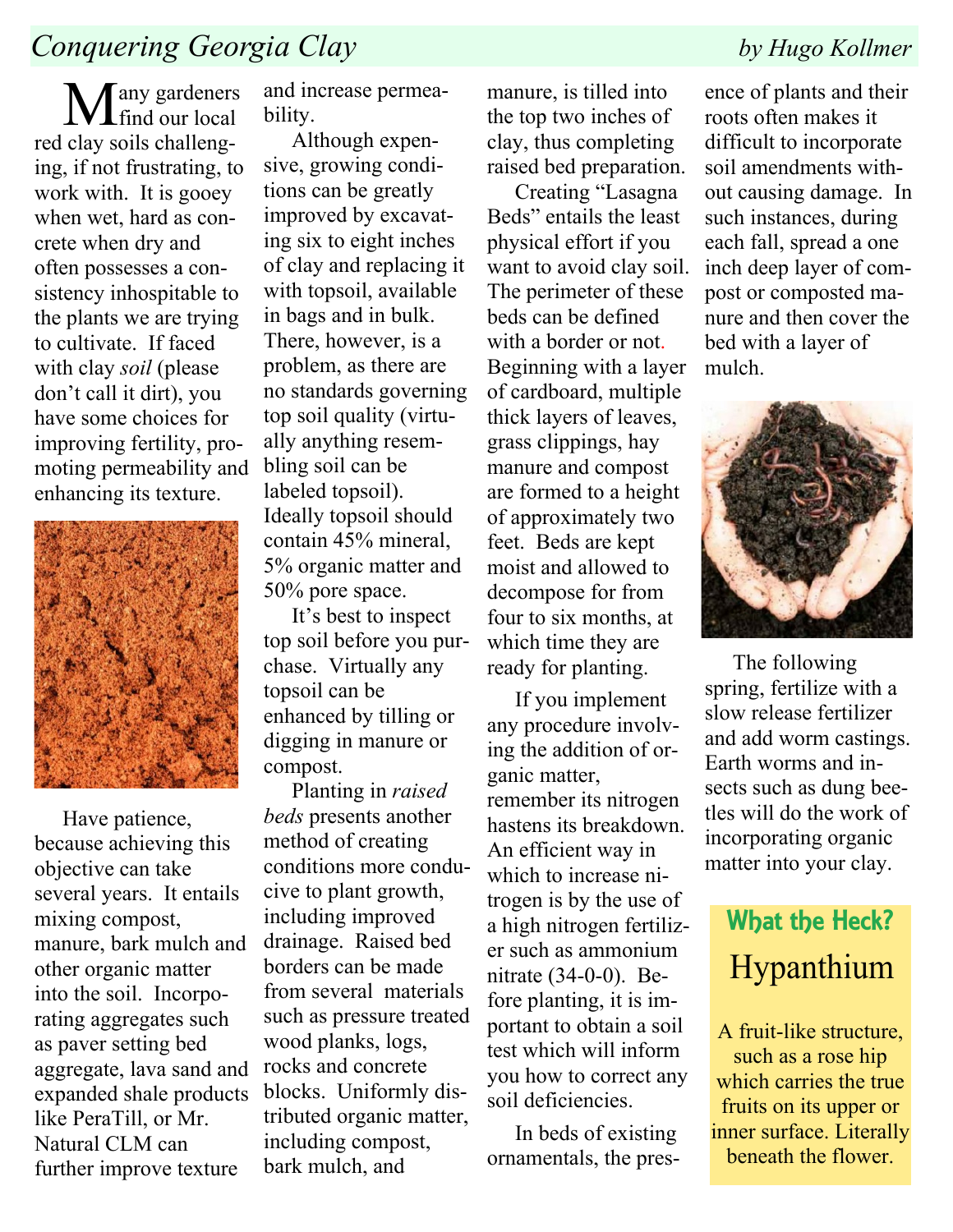## *Conquering Georgia Clay*

*by Hugo Kollmer*

Many gardeners find our local red clay soils challenging, if not frustrating, to work with. It is gooey when wet, hard as concrete when dry and often possesses a consistency inhospitable to the plants we are trying to cultivate. If faced with clay *soil* (please don't call it dirt), you have some choices for improving fertility, promoting permeability and enhancing its texture.

Have patience, because achieving this objective can take several years. It entails mixing compost, manure, bark mulch and other organic matter into the soil. Incorporating aggregates such as paver setting bed aggregate, lava sand and expanded shale products like PeraTill, or Mr. Natural CLM can further improve texture and increase permeability.

Although expensive, growing conditions can be greatly improved by excavating six to eight inches of clay and replacing it with topsoil, available in bags and in bulk. There, however, is a problem, as there are no standards governing top soil quality (virtually anything resembling soil can be labeled topsoil). Ideally topsoil should contain 45% mineral, 5% organic matter and 50% pore space.

It's best to inspect top soil before you purchase. Virtually any topsoil can be enhanced by tilling or digging in manure or compost.

Planting in *raised beds* presents another method of creating conditions more conducive to plant growth, including improved drainage. Raised bed borders can be made from several materials such as pressure treated wood planks, logs, rocks and concrete blocks. Uniformly distributed organic matter, including compost, bark mulch, and manure, is tilled into the top two inches of clay, thus completing raised bed preparation.

Creating "Lasagna Beds" entails the least physical effort if you want to avoid clay soil. The perimeter of these beds can be defined with a border or not. Beginning with a layer of cardboard, multiple thick layers of leaves, grass clippings, hay manure and compost are formed to a height of approximately two feet. Beds are kept moist and allowed to decompose for from four to six months, at which time they are ready for planting.

If you implement any procedure involving the addition of organic matter, remember its nitrogen hastens its breakdown. An efficient way in which to increase nitrogen is by the use of a high nitrogen fertilizer such as ammonium nitrate (34-0-0). Before planting, it is important to obtain a soil test which will inform you how to correct any soil deficiencies.

In beds of existing ornamentals, the presence of plants and their roots often makes it difficult to incorporate soil amendments without causing damage. In such instances, during each fall, spread a one inch deep layer of compost or composted manure and then cover the bed with a layer of mulch.

The following spring, fertilize with a slow release fertilizer and add worm castings. Earth worms and insects such as dung beetles will do the work of incorporating organic matter into your clay.

### What the Heck?

**Hypanthium**

A fruit-like structure, such as a rose hip which carries the true fruits on its upper or inner surface. Literally beneath the flower.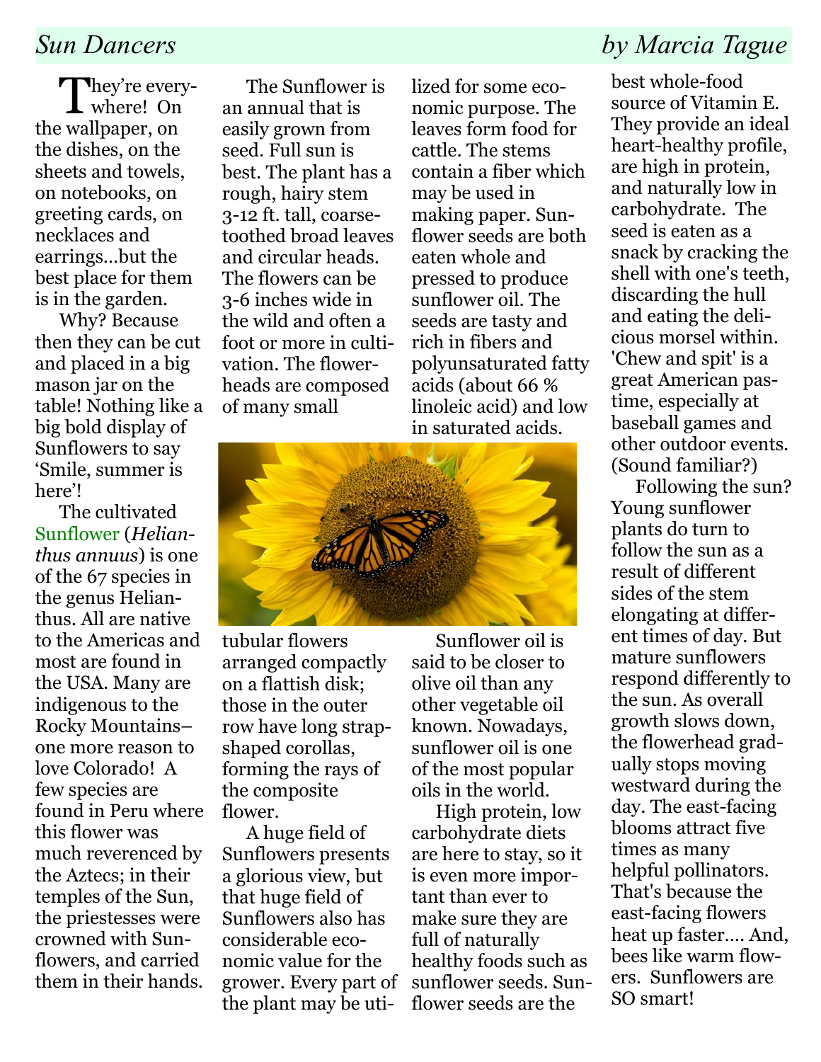# Sun Dancers

*by Marcia Tague*

They're everywhere! On the wallpaper, on the dishes, on the sheets and towels, on notebooks, on greeting cards, on necklaces and earrings...but the best place for them is in the garden.

Why? Because then they can be cut and placed in a big mason jar on the table! Nothing like a big bold display of Sunflowers to say 'Smile, summer is here'!

The cultivated Sunflower (*Helianthus annuus*) is one of the 67 species in the genus Helianthus. All are native to the Americas and most are found in the USA. Many are indigenous to the Rocky Mountains–one more reason to love Colorado! A few species are found in Peru where this flower was much reverenced by the Aztecs; in their temples of the Sun, the priestesses were crowned with Sunflowers, and carried them in their hands.

The Sunflower is an annual that is easily grown from seed. Full sun is best. The plant has a rough, hairy stem 3-12 ft. tall, coarse-toothed broad leaves and circular heads. The flowers can be 3-6 inches wide in the wild and often a foot or more in cultivation. The flowerheads are composed of many small tubular flowers arranged compactly on a flattish disk; those in the outer row have long strap-shaped corollas, forming the rays of the composite flower.

A huge field of Sunflowers presents a glorious view, but that huge field of Sunflowers also has considerable economic value for the grower. Every part of the plant may be utilized for some economic purpose. The leaves form food for cattle. The stems contain a fiber which may be used in making paper. Sunflower seeds are both eaten whole and pressed to produce sunflower oil. The seeds are tasty and rich in fibers and polyunsaturated fatty acids (about 66 % linoleic acid) and low in saturated acids.

Sunflower oil is said to be closer to olive oil than any other vegetable oil known. Nowadays, sunflower oil is one of the most popular oils in the world.

High protein, low carbohydrate diets are here to stay, so it is even more important than ever to make sure they are full of naturally healthy foods such as sunflower seeds. Sunflower seeds are the best whole-food source of Vitamin E. They provide an ideal heart-healthy profile, are high in protein, and naturally low in carbohydrate. The seed is eaten as a snack by cracking the shell with one's teeth, discarding the hull and eating the delicious morsel within. 'Chew and spit' is a great American pastime, especially at baseball games and other outdoor events. (Sound familiar?)

Following the sun? Young sunflower plants do turn to follow the sun as a result of different sides of the stem elongating at different times of day. But mature sunflowers respond differently to the sun. As overall growth slows down, the flowerhead gradually stops moving westward during the day. The east-facing blooms attract five times as many helpful pollinators. That's because the east-facing flowers heat up faster.... And, bees like warm flowers. Sunflowers are SO smart!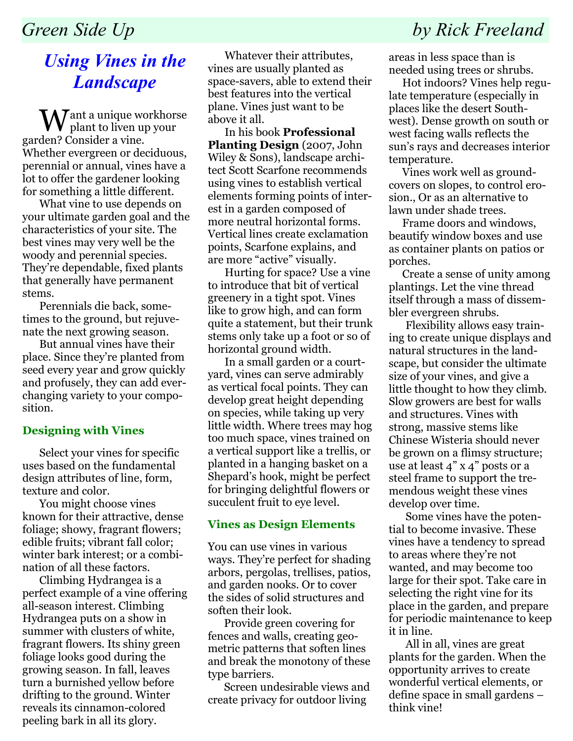Green Side Up by Rick Freeland

# Using Vines in the Landscape

Want a unique workhorse plant to liven up your garden? Consider a vine. Whether evergreen or deciduous, perennial or annual, vines have a lot to offer the gardener looking for something a little different.

What vine to use depends on your ultimate garden goal and the characteristics of your site. The best vines may very well be the woody and perennial species. They're dependable, fixed plants that generally have permanent stems.

Perennials die back, sometimes to the ground, but rejuvenate the next growing season.

But annual vines have their place. Since they're planted from seed every year and grow quickly and profusely, they can add ever-changing variety to your composition.

## Designing with Vines

Select your vines for specific uses based on the fundamental design attributes of line, form, texture and color.

You might choose vines known for their attractive, dense foliage; showy, fragrant flowers; edible fruits; vibrant fall color; winter bark interest; or a combination of all these factors.

Climbing Hydrangea is a perfect example of a vine offering all-season interest. Climbing Hydrangea puts on a show in summer with clusters of white, fragrant flowers. Its shiny green foliage looks good during the growing season. In fall, leaves turn a burnished yellow before drifting to the ground. Winter reveals its cinnamon-colored peeling bark in all its glory.

Whatever their attributes, vines are usually planted as space-savers, able to extend their best features into the vertical plane. Vines just want to be above it all.

In his book **Professional Planting Design** (2007, John Wiley & Sons), landscape architect Scott Scarfone recommends using vines to establish vertical elements forming points of interest in a garden composed of more neutral horizontal forms. Vertical lines create exclamation points, Scarfone explains, and are more "active" visually.

Hurting for space? Use a vine to introduce that bit of vertical greenery in a tight spot. Vines like to grow high, and can form quite a statement, but their trunk stems only take up a foot or so of horizontal ground width.

In a small garden or a courtyard, vines can serve admirably as vertical focal points. They can develop great height depending on species, while taking up very little width. Where trees may hog too much space, vines trained on a vertical support like a trellis, or planted in a hanging basket on a Shepard's hook, might be perfect for bringing delightful flowers or succulent fruit to eye level.

## Vines as Design Elements

You can use vines in various ways. They're perfect for shading arbors, pergolas, trellises, patios, and garden nooks. Or to cover the sides of solid structures and soften their look.

Provide green covering for fences and walls, creating geometric patterns that soften lines and break the monotony of these type barriers.

Screen undesirable views and create privacy for outdoor living areas in less space than is needed using trees or shrubs.

Hot indoors? Vines help regulate temperature (especially in places like the desert Southwest). Dense growth on south or west facing walls reflects the sun's rays and decreases interior temperature.

Vines work well as groundcovers on slopes, to control erosion., Or as an alternative to lawn under shade trees.

Frame doors and windows, beautify window boxes and use as container plants on patios or porches.

Create a sense of unity among plantings. Let the vine thread itself through a mass of dissembler evergreen shrubs.

Flexibility allows easy training to create unique displays and natural structures in the landscape, but consider the ultimate size of your vines, and give a little thought to how they climb. Slow growers are best for walls and structures. Vines with strong, massive stems like Chinese Wisteria should never be grown on a flimsy structure; use at least 4" x 4" posts or a steel frame to support the tremendous weight these vines develop over time.

Some vines have the potential to become invasive. These vines have a tendency to spread to areas where they're not wanted, and may become too large for their spot. Take care in selecting the right vine for its place in the garden, and prepare for periodic maintenance to keep it in line.

All in all, vines are great plants for the garden. When the opportunity arrives to create wonderful vertical elements, or define space in small gardens – think vine!